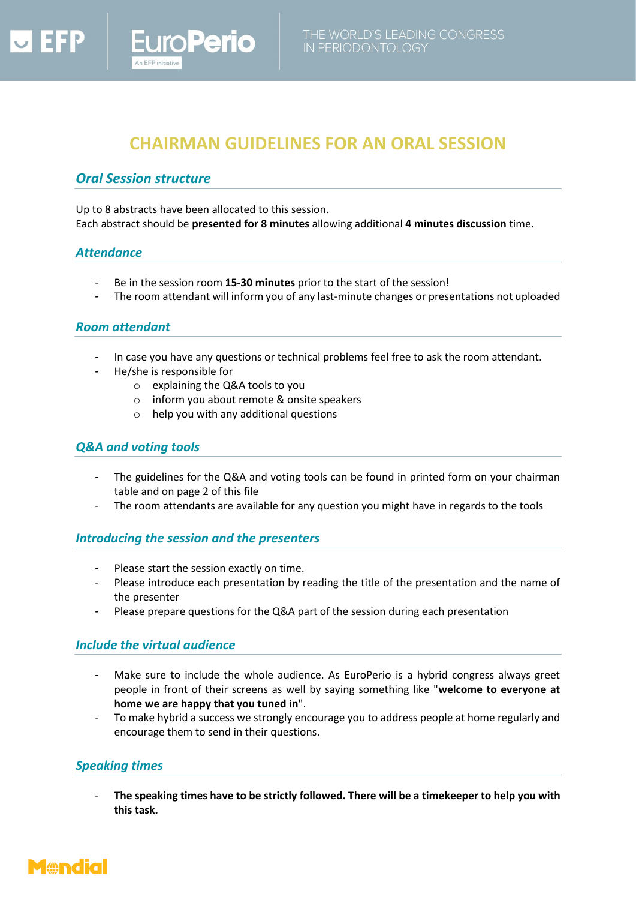# CHAIRMAN GUIDELINES FOR AN ORAL SESSION

## *Oral Session structure*

Up to 8 abstracts have been allocated to this session.
Each abstract should be **presented for 8 minutes** allowing additional **4 minutes discussion** time.

## *Attendance*

- Be in the session room **15-30 minutes** prior to the start of the session!
- The room attendant will inform you of any last-minute changes or presentations not uploaded

## *Room attendant*

- In case you have any questions or technical problems feel free to ask the room attendant.
- He/she is responsible for
  - explaining the Q&A tools to you
  - inform you about remote & onsite speakers
  - help you with any additional questions

## *Q&A and voting tools*

- The guidelines for the Q&A and voting tools can be found in printed form on your chairman table and on page 2 of this file
- The room attendants are available for any question you might have in regards to the tools

## *Introducing the session and the presenters*

- Please start the session exactly on time.
- Please introduce each presentation by reading the title of the presentation and the name of the presenter
- Please prepare questions for the Q&A part of the session during each presentation

## *Include the virtual audience*

- Make sure to include the whole audience. As EuroPerio is a hybrid congress always greet people in front of their screens as well by saying something like "**welcome to everyone at home we are happy that you tuned in**".
- To make hybrid a success we strongly encourage you to address people at home regularly and encourage them to send in their questions.

## *Speaking times*

- **The speaking times have to be strictly followed. There will be a timekeeper to help you with this task.**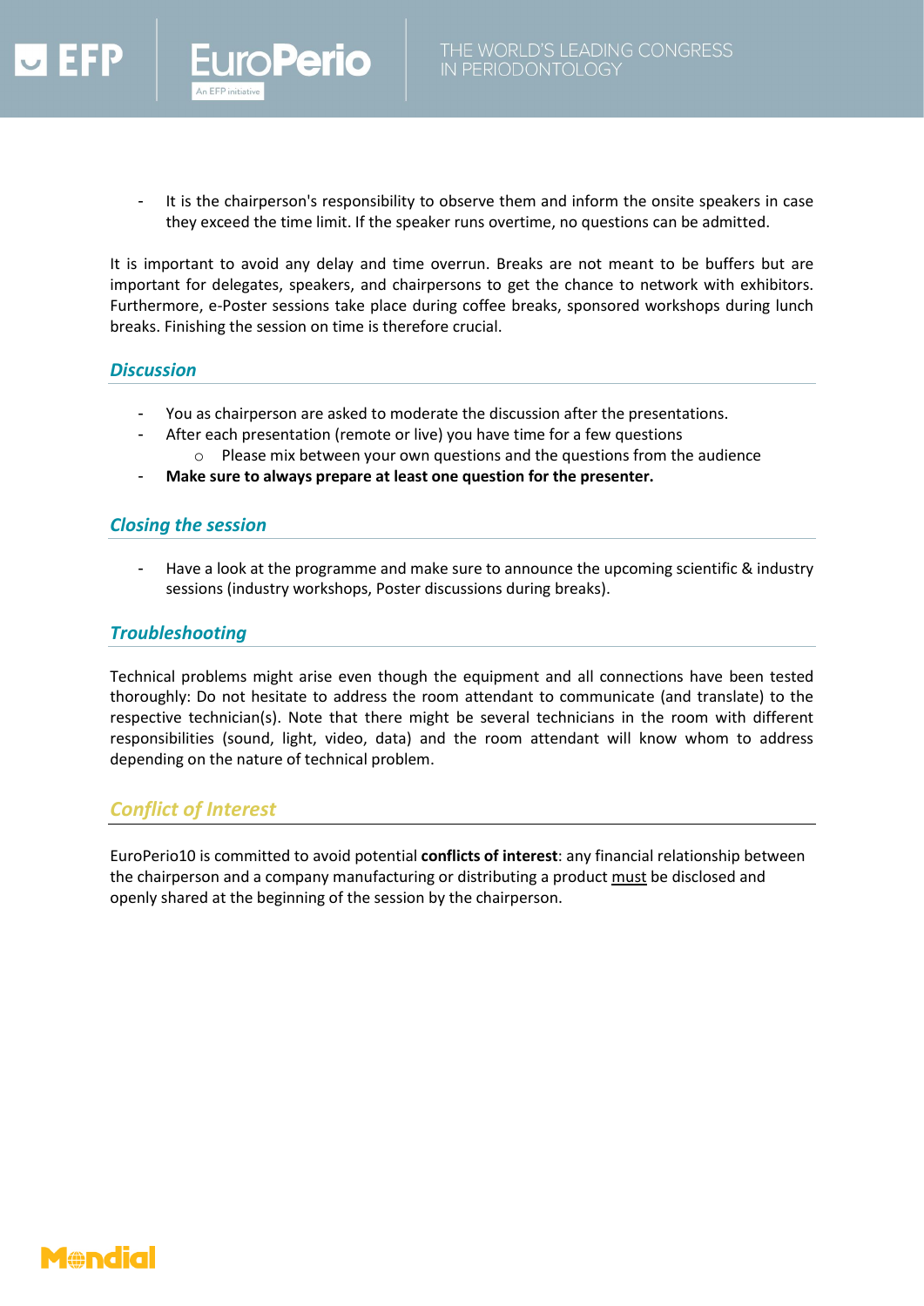- It is the chairperson's responsibility to observe them and inform the onsite speakers in case they exceed the time limit. If the speaker runs overtime, no questions can be admitted.

It is important to avoid any delay and time overrun. Breaks are not meant to be buffers but are important for delegates, speakers, and chairpersons to get the chance to network with exhibitors. Furthermore, e-Poster sessions take place during coffee breaks, sponsored workshops during lunch breaks. Finishing the session on time is therefore crucial.

## *Discussion*

- You as chairperson are asked to moderate the discussion after the presentations.
- After each presentation (remote or live) you have time for a few questions
  - Please mix between your own questions and the questions from the audience
- **Make sure to always prepare at least one question for the presenter.**

## *Closing the session*

- Have a look at the programme and make sure to announce the upcoming scientific & industry sessions (industry workshops, Poster discussions during breaks).

## *Troubleshooting*

Technical problems might arise even though the equipment and all connections have been tested thoroughly: Do not hesitate to address the room attendant to communicate (and translate) to the respective technician(s). Note that there might be several technicians in the room with different responsibilities (sound, light, video, data) and the room attendant will know whom to address depending on the nature of technical problem.

## *Conflict of Interest*

EuroPerio10 is committed to avoid potential **conflicts of interest**: any financial relationship between the chairperson and a company manufacturing or distributing a product must be disclosed and openly shared at the beginning of the session by the chairperson.